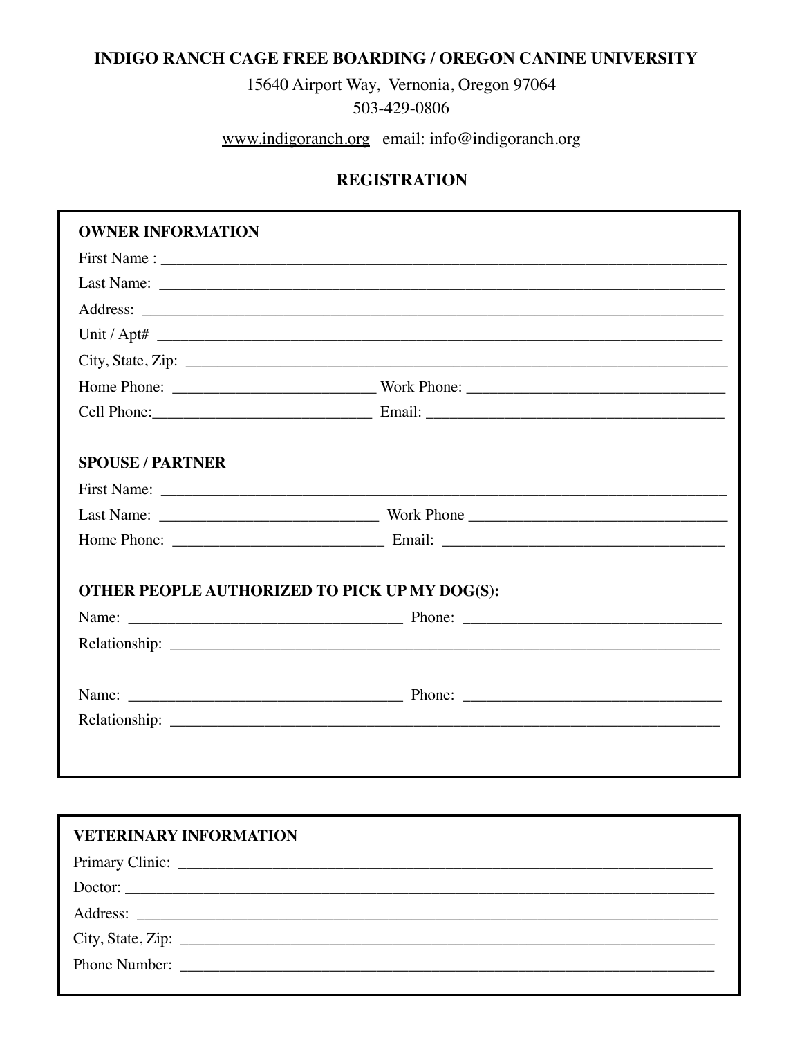**INDIGO RANCH CAGE FREE BOARDING / OREGON CANINE UNIVERSITY**

15640 Airport Way, Vernonia, Oregon 97064

503-429-0806

www.indigoranch.org email: info@indigoranch.org

## REGISTRATION

### OWNER INFORMATION

First Name : ______________________________________________________________

Last Name: ______________________________________________________________

Address: ______________________________________________________________

Unit / Apt# ______________________________________________________________

City, State, Zip: ______________________________________________________________

Home Phone: __________________________ Work Phone: _________________________________

Cell Phone:____________________________ Email: _____________________________________

### SPOUSE / PARTNER

First Name: ______________________________________________________________

Last Name: ____________________________ Work Phone _________________________________

Home Phone: ___________________________ Email: _____________________________________

### OTHER PEOPLE AUTHORIZED TO PICK UP MY DOG(S):

Name: ___________________________________ Phone: _________________________________

Relationship: ______________________________________________________________

Name: ___________________________________ Phone: _________________________________

Relationship: ______________________________________________________________

### VETERINARY INFORMATION

Primary Clinic: ______________________________________________________________

Doctor: ______________________________________________________________

Address: ______________________________________________________________

City, State, Zip: ______________________________________________________________

Phone Number: ______________________________________________________________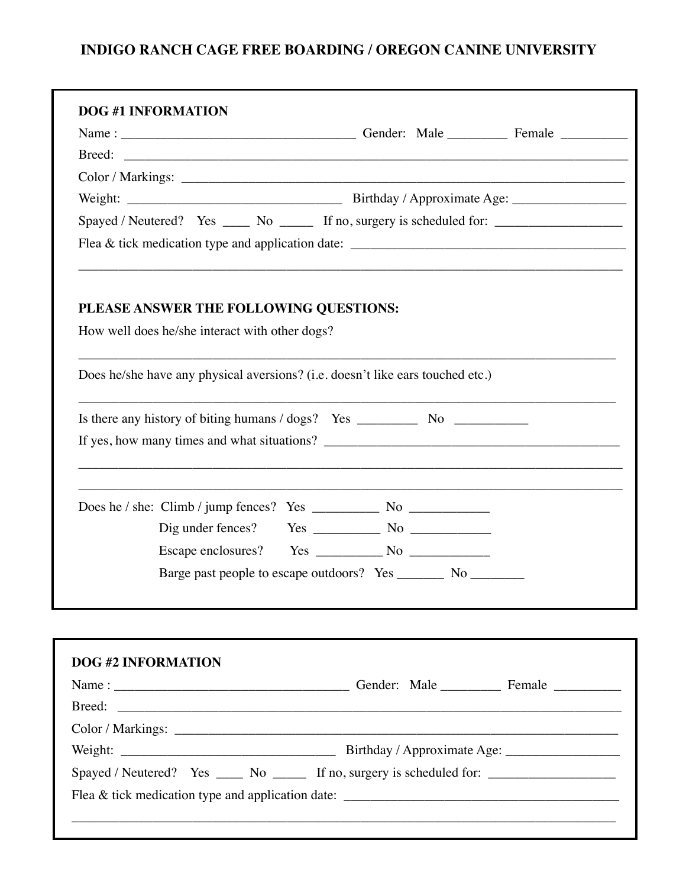# INDIGO RANCH CAGE FREE BOARDING / OREGON CANINE UNIVERSITY

## DOG #1 INFORMATION

Name : ___________________________________ Gender: Male _________ Female __________

Breed: ___________________________________________________________________________

Color / Markings: _________________________________________________________________

Weight: ________________________________ Birthday / Approximate Age: _________________

Spayed / Neutered? Yes ____ No _____ If no, surgery is scheduled for: ___________________

Flea & tick medication type and application date: _________________________________________

_________________________________________________________________________________

### PLEASE ANSWER THE FOLLOWING QUESTIONS:

How well does he/she interact with other dogs?

_________________________________________________________________________________

Does he/she have any physical aversions? (i.e. doesn't like ears touched etc.)

_________________________________________________________________________________

Is there any history of biting humans / dogs? Yes _________ No ___________

If yes, how many times and what situations? ____________________________________________

_________________________________________________________________________________

_________________________________________________________________________________

Does he / she: Climb / jump fences? Yes __________ No ____________

Dig under fences? Yes __________ No ____________

Escape enclosures? Yes __________ No ____________

Barge past people to escape outdoors? Yes _______ No ________

## DOG #2 INFORMATION

Name : ___________________________________ Gender: Male _________ Female __________

Breed: ___________________________________________________________________________

Color / Markings: _________________________________________________________________

Weight: ________________________________ Birthday / Approximate Age: _________________

Spayed / Neutered? Yes ____ No _____ If no, surgery is scheduled for: ___________________

Flea & tick medication type and application date: _________________________________________

_________________________________________________________________________________